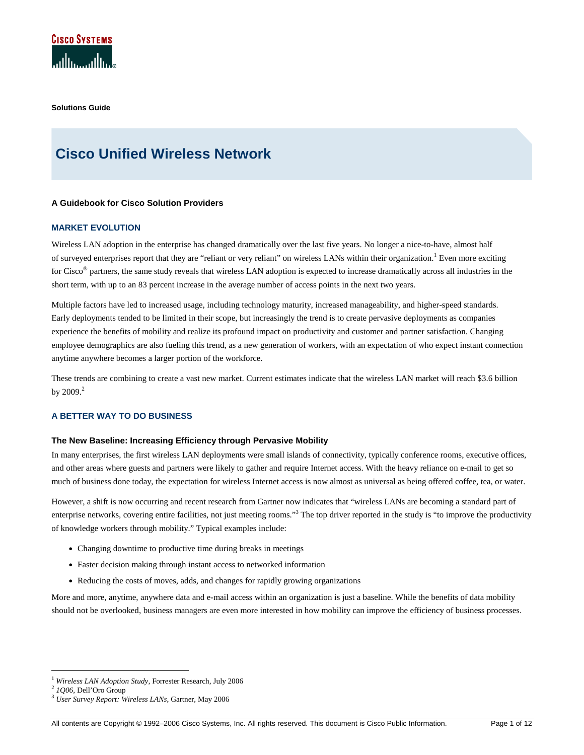**Solutions Guide**

# Cisco Unified Wireless Network

**A Guidebook for Cisco Solution Providers**

## MARKET EVOLUTION

Wireless LAN adoption in the enterprise has changed dramatically over the last five years. No longer a nice-to-have, almost half of surveyed enterprises report that they are "reliant or very reliant" on wireless LANs within their organization.[1] Even more exciting for Cisco® partners, the same study reveals that wireless LAN adoption is expected to increase dramatically across all industries in the short term, with up to an 83 percent increase in the average number of access points in the next two years.

Multiple factors have led to increased usage, including technology maturity, increased manageability, and higher-speed standards. Early deployments tended to be limited in their scope, but increasingly the trend is to create pervasive deployments as companies experience the benefits of mobility and realize its profound impact on productivity and customer and partner satisfaction. Changing employee demographics are also fueling this trend, as a new generation of workers, with an expectation of who expect instant connection anytime anywhere becomes a larger portion of the workforce.

These trends are combining to create a vast new market. Current estimates indicate that the wireless LAN market will reach $3.6 billion by 2009.[2]

## A BETTER WAY TO DO BUSINESS

### The New Baseline: Increasing Efficiency through Pervasive Mobility

In many enterprises, the first wireless LAN deployments were small islands of connectivity, typically conference rooms, executive offices, and other areas where guests and partners were likely to gather and require Internet access. With the heavy reliance on e-mail to get so much of business done today, the expectation for wireless Internet access is now almost as universal as being offered coffee, tea, or water.

However, a shift is now occurring and recent research from Gartner now indicates that "wireless LANs are becoming a standard part of enterprise networks, covering entire facilities, not just meeting rooms."[3] The top driver reported in the study is "to improve the productivity of knowledge workers through mobility." Typical examples include:

- Changing downtime to productive time during breaks in meetings
- Faster decision making through instant access to networked information
- Reducing the costs of moves, adds, and changes for rapidly growing organizations

More and more, anytime, anywhere data and e-mail access within an organization is just a baseline. While the benefits of data mobility should not be overlooked, business managers are even more interested in how mobility can improve the efficiency of business processes.

---

[1] *Wireless LAN Adoption Study*, Forrester Research, July 2006
[2] *1Q06*, Dell'Oro Group
[3] *User Survey Report: Wireless LANs*, Gartner, May 2006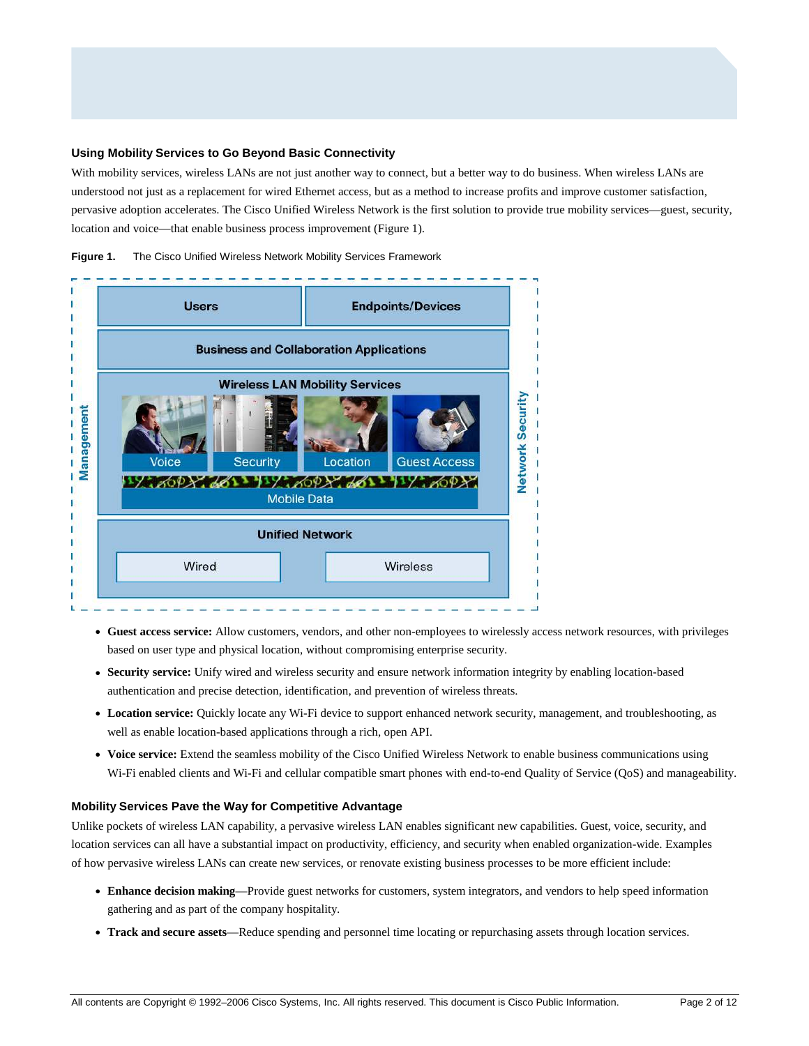## Using Mobility Services to Go Beyond Basic Connectivity

With mobility services, wireless LANs are not just another way to connect, but a better way to do business. When wireless LANs are understood not just as a replacement for wired Ethernet access, but as a method to increase profits and improve customer satisfaction, pervasive adoption accelerates. The Cisco Unified Wireless Network is the first solution to provide true mobility services—guest, security, location and voice—that enable business process improvement (Figure 1).

**Figure 1.** The Cisco Unified Wireless Network Mobility Services Framework

Management

Users | Endpoints/Devices

Business and Collaboration Applications

Wireless LAN Mobility Services

Voice | Security | Location | Guest Access

Mobile Data

Unified Network

Wired | Wireless

Network Security

- **Guest access service:** Allow customers, vendors, and other non-employees to wirelessly access network resources, with privileges based on user type and physical location, without compromising enterprise security.
- **Security service:** Unify wired and wireless security and ensure network information integrity by enabling location-based authentication and precise detection, identification, and prevention of wireless threats.
- **Location service:** Quickly locate any Wi-Fi device to support enhanced network security, management, and troubleshooting, as well as enable location-based applications through a rich, open API.
- **Voice service:** Extend the seamless mobility of the Cisco Unified Wireless Network to enable business communications using Wi-Fi enabled clients and Wi-Fi and cellular compatible smart phones with end-to-end Quality of Service (QoS) and manageability.

## Mobility Services Pave the Way for Competitive Advantage

Unlike pockets of wireless LAN capability, a pervasive wireless LAN enables significant new capabilities. Guest, voice, security, and location services can all have a substantial impact on productivity, efficiency, and security when enabled organization-wide. Examples of how pervasive wireless LANs can create new services, or renovate existing business processes to be more efficient include:

- **Enhance decision making**—Provide guest networks for customers, system integrators, and vendors to help speed information gathering and as part of the company hospitality.
- **Track and secure assets**—Reduce spending and personnel time locating or repurchasing assets through location services.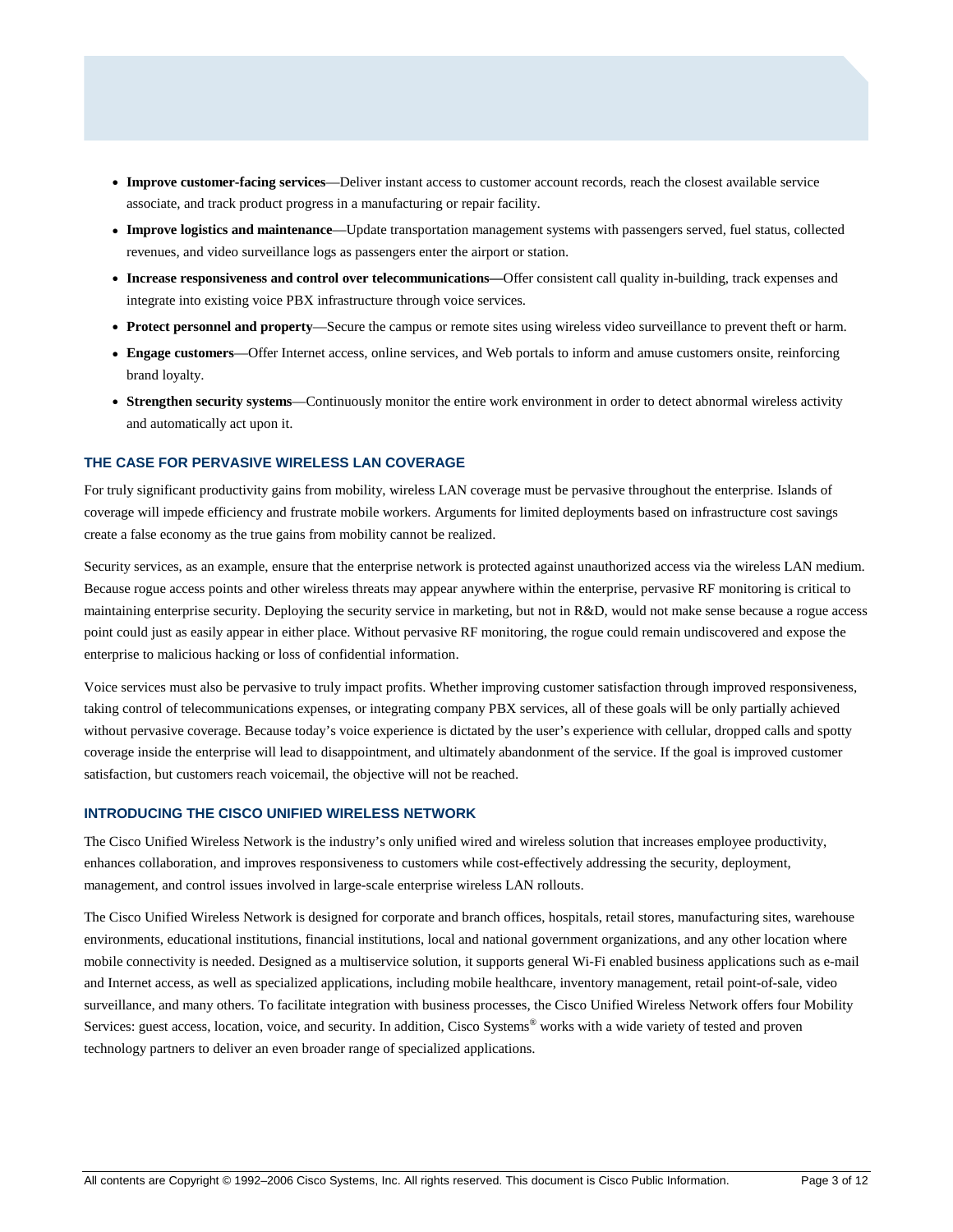- **Improve customer-facing services**—Deliver instant access to customer account records, reach the closest available service associate, and track product progress in a manufacturing or repair facility.
- **Improve logistics and maintenance**—Update transportation management systems with passengers served, fuel status, collected revenues, and video surveillance logs as passengers enter the airport or station.
- **Increase responsiveness and control over telecommunications—**Offer consistent call quality in-building, track expenses and integrate into existing voice PBX infrastructure through voice services.
- **Protect personnel and property**—Secure the campus or remote sites using wireless video surveillance to prevent theft or harm.
- **Engage customers**—Offer Internet access, online services, and Web portals to inform and amuse customers onsite, reinforcing brand loyalty.
- **Strengthen security systems**—Continuously monitor the entire work environment in order to detect abnormal wireless activity and automatically act upon it.

### THE CASE FOR PERVASIVE WIRELESS LAN COVERAGE

For truly significant productivity gains from mobility, wireless LAN coverage must be pervasive throughout the enterprise. Islands of coverage will impede efficiency and frustrate mobile workers. Arguments for limited deployments based on infrastructure cost savings create a false economy as the true gains from mobility cannot be realized.

Security services, as an example, ensure that the enterprise network is protected against unauthorized access via the wireless LAN medium. Because rogue access points and other wireless threats may appear anywhere within the enterprise, pervasive RF monitoring is critical to maintaining enterprise security. Deploying the security service in marketing, but not in R&D, would not make sense because a rogue access point could just as easily appear in either place. Without pervasive RF monitoring, the rogue could remain undiscovered and expose the enterprise to malicious hacking or loss of confidential information.

Voice services must also be pervasive to truly impact profits. Whether improving customer satisfaction through improved responsiveness, taking control of telecommunications expenses, or integrating company PBX services, all of these goals will be only partially achieved without pervasive coverage. Because today's voice experience is dictated by the user's experience with cellular, dropped calls and spotty coverage inside the enterprise will lead to disappointment, and ultimately abandonment of the service. If the goal is improved customer satisfaction, but customers reach voicemail, the objective will not be reached.

### INTRODUCING THE CISCO UNIFIED WIRELESS NETWORK

The Cisco Unified Wireless Network is the industry's only unified wired and wireless solution that increases employee productivity, enhances collaboration, and improves responsiveness to customers while cost-effectively addressing the security, deployment, management, and control issues involved in large-scale enterprise wireless LAN rollouts.

The Cisco Unified Wireless Network is designed for corporate and branch offices, hospitals, retail stores, manufacturing sites, warehouse environments, educational institutions, financial institutions, local and national government organizations, and any other location where mobile connectivity is needed. Designed as a multiservice solution, it supports general Wi-Fi enabled business applications such as e-mail and Internet access, as well as specialized applications, including mobile healthcare, inventory management, retail point-of-sale, video surveillance, and many others. To facilitate integration with business processes, the Cisco Unified Wireless Network offers four Mobility Services: guest access, location, voice, and security. In addition, Cisco Systems® works with a wide variety of tested and proven technology partners to deliver an even broader range of specialized applications.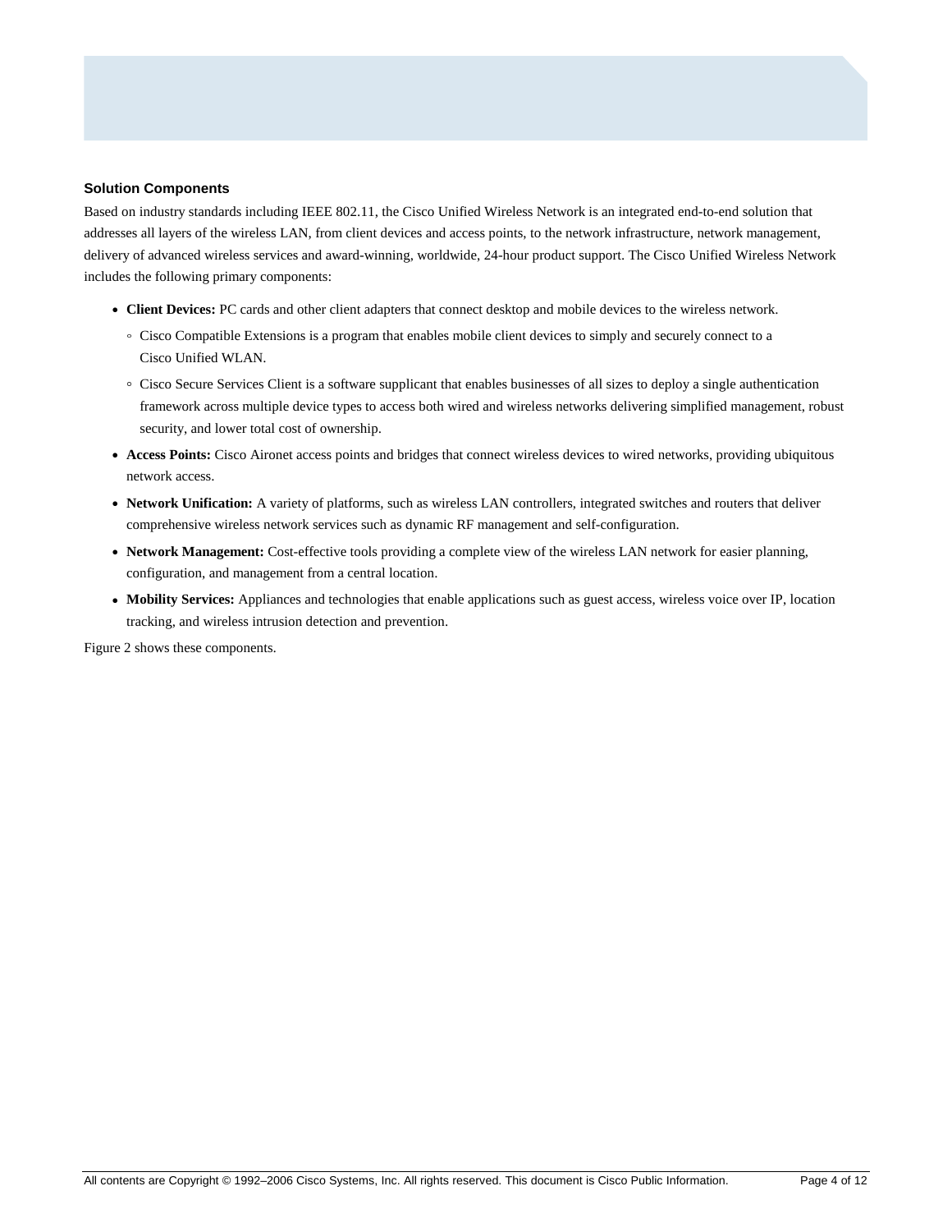### Solution Components

Based on industry standards including IEEE 802.11, the Cisco Unified Wireless Network is an integrated end-to-end solution that addresses all layers of the wireless LAN, from client devices and access points, to the network infrastructure, network management, delivery of advanced wireless services and award-winning, worldwide, 24-hour product support. The Cisco Unified Wireless Network includes the following primary components:

- **Client Devices:** PC cards and other client adapters that connect desktop and mobile devices to the wireless network.
  - Cisco Compatible Extensions is a program that enables mobile client devices to simply and securely connect to a Cisco Unified WLAN.
  - Cisco Secure Services Client is a software supplicant that enables businesses of all sizes to deploy a single authentication framework across multiple device types to access both wired and wireless networks delivering simplified management, robust security, and lower total cost of ownership.
- **Access Points:** Cisco Aironet access points and bridges that connect wireless devices to wired networks, providing ubiquitous network access.
- **Network Unification:** A variety of platforms, such as wireless LAN controllers, integrated switches and routers that deliver comprehensive wireless network services such as dynamic RF management and self-configuration.
- **Network Management:** Cost-effective tools providing a complete view of the wireless LAN network for easier planning, configuration, and management from a central location.
- **Mobility Services:** Appliances and technologies that enable applications such as guest access, wireless voice over IP, location tracking, and wireless intrusion detection and prevention.

Figure 2 shows these components.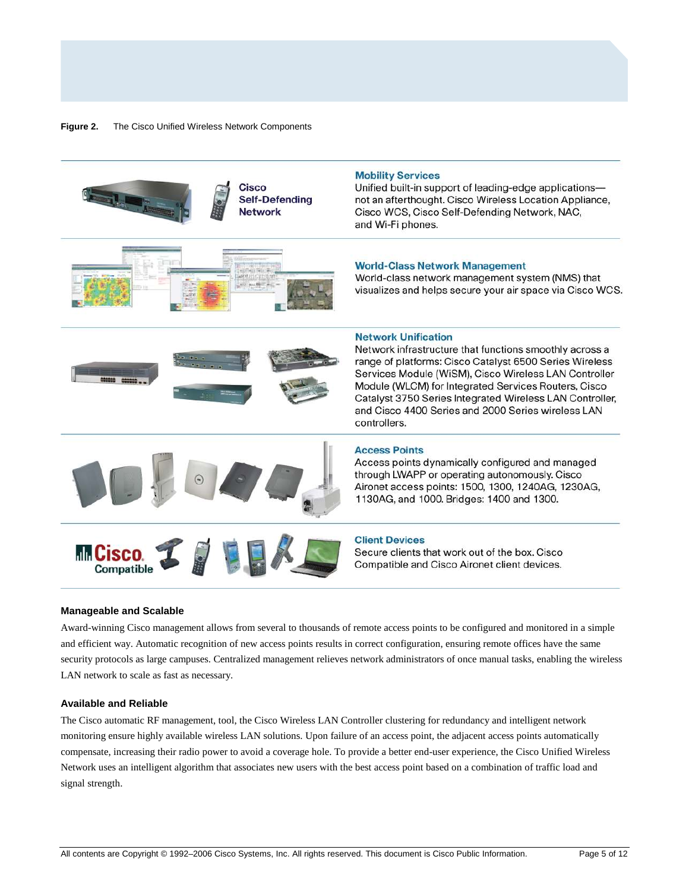**Figure 2.** The Cisco Unified Wireless Network Components

Cisco Self-Defending Network

**Mobility Services**
Unified built-in support of leading-edge applications—not an afterthought. Cisco Wireless Location Appliance, Cisco WCS, Cisco Self-Defending Network, NAC, and Wi-Fi phones.

**World-Class Network Management**
World-class network management system (NMS) that visualizes and helps secure your air space via Cisco WCS.

**Network Unification**
Network infrastructure that functions smoothly across a range of platforms: Cisco Catalyst 6500 Series Wireless Services Module (WiSM), Cisco Wireless LAN Controller Module (WLCM) for Integrated Services Routers, Cisco Catalyst 3750 Series Integrated Wireless LAN Controller, and Cisco 4400 Series and 2000 Series wireless LAN controllers.

**Access Points**
Access points dynamically configured and managed through LWAPP or operating autonomously. Cisco Aironet access points: 1500, 1300, 1240AG, 1230AG, 1130AG, and 1000. Bridges: 1400 and 1300.

Cisco Compatible

**Client Devices**
Secure clients that work out of the box. Cisco Compatible and Cisco Aironet client devices.

### Manageable and Scalable

Award-winning Cisco management allows from several to thousands of remote access points to be configured and monitored in a simple and efficient way. Automatic recognition of new access points results in correct configuration, ensuring remote offices have the same security protocols as large campuses. Centralized management relieves network administrators of once manual tasks, enabling the wireless LAN network to scale as fast as necessary.

### Available and Reliable

The Cisco automatic RF management, tool, the Cisco Wireless LAN Controller clustering for redundancy and intelligent network monitoring ensure highly available wireless LAN solutions. Upon failure of an access point, the adjacent access points automatically compensate, increasing their radio power to avoid a coverage hole. To provide a better end-user experience, the Cisco Unified Wireless Network uses an intelligent algorithm that associates new users with the best access point based on a combination of traffic load and signal strength.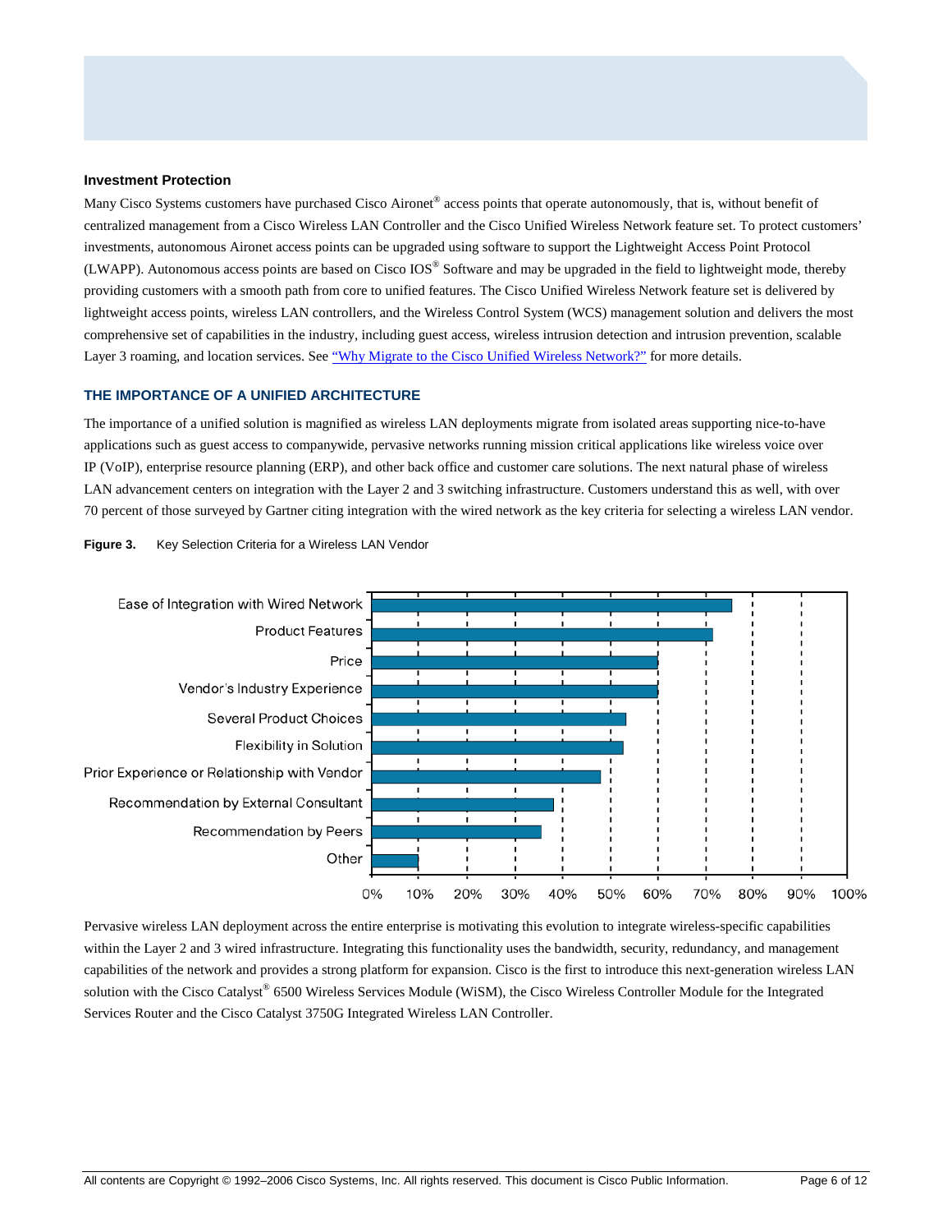### Investment Protection

Many Cisco Systems customers have purchased Cisco Aironet® access points that operate autonomously, that is, without benefit of centralized management from a Cisco Wireless LAN Controller and the Cisco Unified Wireless Network feature set. To protect customers' investments, autonomous Aironet access points can be upgraded using software to support the Lightweight Access Point Protocol (LWAPP). Autonomous access points are based on Cisco IOS® Software and may be upgraded in the field to lightweight mode, thereby providing customers with a smooth path from core to unified features. The Cisco Unified Wireless Network feature set is delivered by lightweight access points, wireless LAN controllers, and the Wireless Control System (WCS) management solution and delivers the most comprehensive set of capabilities in the industry, including guest access, wireless intrusion detection and intrusion prevention, scalable Layer 3 roaming, and location services. See "Why Migrate to the Cisco Unified Wireless Network?" for more details.

## THE IMPORTANCE OF A UNIFIED ARCHITECTURE

The importance of a unified solution is magnified as wireless LAN deployments migrate from isolated areas supporting nice-to-have applications such as guest access to companywide, pervasive networks running mission critical applications like wireless voice over IP (VoIP), enterprise resource planning (ERP), and other back office and customer care solutions. The next natural phase of wireless LAN advancement centers on integration with the Layer 2 and 3 switching infrastructure. Customers understand this as well, with over 70 percent of those surveyed by Gartner citing integration with the wired network as the key criteria for selecting a wireless LAN vendor.

**Figure 3.** Key Selection Criteria for a Wireless LAN Vendor

| Criteria | Approx. Percentage |
|---|---|
| Ease of Integration with Wired Network | ~76% |
| Product Features | ~72% |
| Price | ~60% |
| Vendor's Industry Experience | ~60% |
| Several Product Choices | ~53% |
| Flexibility in Solution | ~53% |
| Prior Experience or Relationship with Vendor | ~48% |
| Recommendation by External Consultant | ~38% |
| Recommendation by Peers | ~36% |
| Other | ~10% |

Pervasive wireless LAN deployment across the entire enterprise is motivating this evolution to integrate wireless-specific capabilities within the Layer 2 and 3 wired infrastructure. Integrating this functionality uses the bandwidth, security, redundancy, and management capabilities of the network and provides a strong platform for expansion. Cisco is the first to introduce this next-generation wireless LAN solution with the Cisco Catalyst® 6500 Wireless Services Module (WiSM), the Cisco Wireless Controller Module for the Integrated Services Router and the Cisco Catalyst 3750G Integrated Wireless LAN Controller.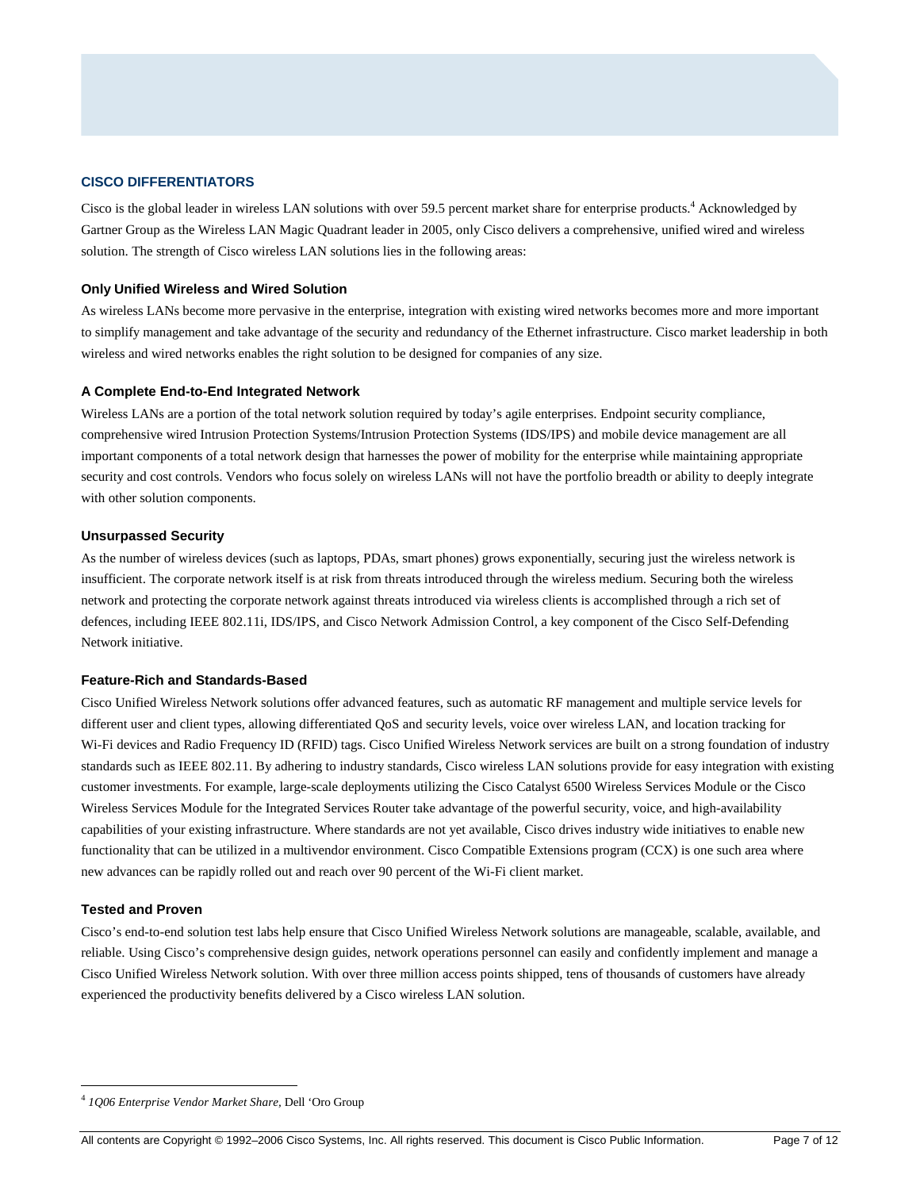## CISCO DIFFERENTIATORS

Cisco is the global leader in wireless LAN solutions with over 59.5 percent market share for enterprise products.[4] Acknowledged by Gartner Group as the Wireless LAN Magic Quadrant leader in 2005, only Cisco delivers a comprehensive, unified wired and wireless solution. The strength of Cisco wireless LAN solutions lies in the following areas:

### Only Unified Wireless and Wired Solution

As wireless LANs become more pervasive in the enterprise, integration with existing wired networks becomes more and more important to simplify management and take advantage of the security and redundancy of the Ethernet infrastructure. Cisco market leadership in both wireless and wired networks enables the right solution to be designed for companies of any size.

### A Complete End-to-End Integrated Network

Wireless LANs are a portion of the total network solution required by today's agile enterprises. Endpoint security compliance, comprehensive wired Intrusion Protection Systems/Intrusion Protection Systems (IDS/IPS) and mobile device management are all important components of a total network design that harnesses the power of mobility for the enterprise while maintaining appropriate security and cost controls. Vendors who focus solely on wireless LANs will not have the portfolio breadth or ability to deeply integrate with other solution components.

### Unsurpassed Security

As the number of wireless devices (such as laptops, PDAs, smart phones) grows exponentially, securing just the wireless network is insufficient. The corporate network itself is at risk from threats introduced through the wireless medium. Securing both the wireless network and protecting the corporate network against threats introduced via wireless clients is accomplished through a rich set of defences, including IEEE 802.11i, IDS/IPS, and Cisco Network Admission Control, a key component of the Cisco Self-Defending Network initiative.

### Feature-Rich and Standards-Based

Cisco Unified Wireless Network solutions offer advanced features, such as automatic RF management and multiple service levels for different user and client types, allowing differentiated QoS and security levels, voice over wireless LAN, and location tracking for Wi-Fi devices and Radio Frequency ID (RFID) tags. Cisco Unified Wireless Network services are built on a strong foundation of industry standards such as IEEE 802.11. By adhering to industry standards, Cisco wireless LAN solutions provide for easy integration with existing customer investments. For example, large-scale deployments utilizing the Cisco Catalyst 6500 Wireless Services Module or the Cisco Wireless Services Module for the Integrated Services Router take advantage of the powerful security, voice, and high-availability capabilities of your existing infrastructure. Where standards are not yet available, Cisco drives industry wide initiatives to enable new functionality that can be utilized in a multivendor environment. Cisco Compatible Extensions program (CCX) is one such area where new advances can be rapidly rolled out and reach over 90 percent of the Wi-Fi client market.

### Tested and Proven

Cisco's end-to-end solution test labs help ensure that Cisco Unified Wireless Network solutions are manageable, scalable, available, and reliable. Using Cisco's comprehensive design guides, network operations personnel can easily and confidently implement and manage a Cisco Unified Wireless Network solution. With over three million access points shipped, tens of thousands of customers have already experienced the productivity benefits delivered by a Cisco wireless LAN solution.

---

[4] *1Q06 Enterprise Vendor Market Share*, Dell 'Oro Group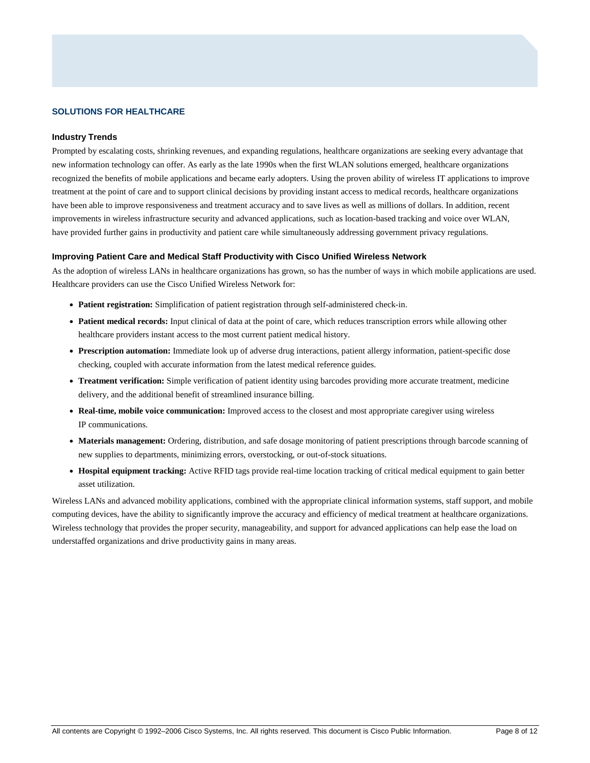## SOLUTIONS FOR HEALTHCARE

### Industry Trends

Prompted by escalating costs, shrinking revenues, and expanding regulations, healthcare organizations are seeking every advantage that new information technology can offer. As early as the late 1990s when the first WLAN solutions emerged, healthcare organizations recognized the benefits of mobile applications and became early adopters. Using the proven ability of wireless IT applications to improve treatment at the point of care and to support clinical decisions by providing instant access to medical records, healthcare organizations have been able to improve responsiveness and treatment accuracy and to save lives as well as millions of dollars. In addition, recent improvements in wireless infrastructure security and advanced applications, such as location-based tracking and voice over WLAN, have provided further gains in productivity and patient care while simultaneously addressing government privacy regulations.

### Improving Patient Care and Medical Staff Productivity with Cisco Unified Wireless Network

As the adoption of wireless LANs in healthcare organizations has grown, so has the number of ways in which mobile applications are used. Healthcare providers can use the Cisco Unified Wireless Network for:

- **Patient registration:** Simplification of patient registration through self-administered check-in.
- **Patient medical records:** Input clinical of data at the point of care, which reduces transcription errors while allowing other healthcare providers instant access to the most current patient medical history.
- **Prescription automation:** Immediate look up of adverse drug interactions, patient allergy information, patient-specific dose checking, coupled with accurate information from the latest medical reference guides.
- **Treatment verification:** Simple verification of patient identity using barcodes providing more accurate treatment, medicine delivery, and the additional benefit of streamlined insurance billing.
- **Real-time, mobile voice communication:** Improved access to the closest and most appropriate caregiver using wireless IP communications.
- **Materials management:** Ordering, distribution, and safe dosage monitoring of patient prescriptions through barcode scanning of new supplies to departments, minimizing errors, overstocking, or out-of-stock situations.
- **Hospital equipment tracking:** Active RFID tags provide real-time location tracking of critical medical equipment to gain better asset utilization.

Wireless LANs and advanced mobility applications, combined with the appropriate clinical information systems, staff support, and mobile computing devices, have the ability to significantly improve the accuracy and efficiency of medical treatment at healthcare organizations. Wireless technology that provides the proper security, manageability, and support for advanced applications can help ease the load on understaffed organizations and drive productivity gains in many areas.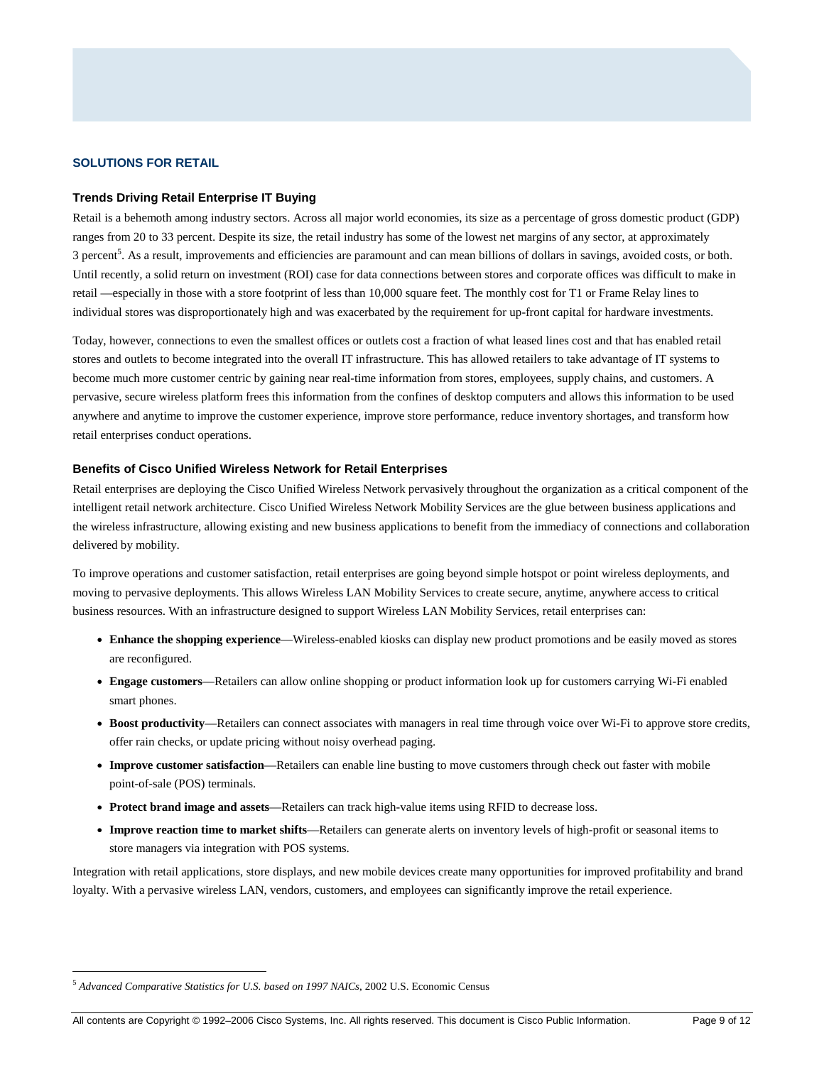## SOLUTIONS FOR RETAIL

### Trends Driving Retail Enterprise IT Buying

Retail is a behemoth among industry sectors. Across all major world economies, its size as a percentage of gross domestic product (GDP) ranges from 20 to 33 percent. Despite its size, the retail industry has some of the lowest net margins of any sector, at approximately 3 percent[5]. As a result, improvements and efficiencies are paramount and can mean billions of dollars in savings, avoided costs, or both. Until recently, a solid return on investment (ROI) case for data connections between stores and corporate offices was difficult to make in retail —especially in those with a store footprint of less than 10,000 square feet. The monthly cost for T1 or Frame Relay lines to individual stores was disproportionately high and was exacerbated by the requirement for up-front capital for hardware investments.

Today, however, connections to even the smallest offices or outlets cost a fraction of what leased lines cost and that has enabled retail stores and outlets to become integrated into the overall IT infrastructure. This has allowed retailers to take advantage of IT systems to become much more customer centric by gaining near real-time information from stores, employees, supply chains, and customers. A pervasive, secure wireless platform frees this information from the confines of desktop computers and allows this information to be used anywhere and anytime to improve the customer experience, improve store performance, reduce inventory shortages, and transform how retail enterprises conduct operations.

### Benefits of Cisco Unified Wireless Network for Retail Enterprises

Retail enterprises are deploying the Cisco Unified Wireless Network pervasively throughout the organization as a critical component of the intelligent retail network architecture. Cisco Unified Wireless Network Mobility Services are the glue between business applications and the wireless infrastructure, allowing existing and new business applications to benefit from the immediacy of connections and collaboration delivered by mobility.

To improve operations and customer satisfaction, retail enterprises are going beyond simple hotspot or point wireless deployments, and moving to pervasive deployments. This allows Wireless LAN Mobility Services to create secure, anytime, anywhere access to critical business resources. With an infrastructure designed to support Wireless LAN Mobility Services, retail enterprises can:

- **Enhance the shopping experience**—Wireless-enabled kiosks can display new product promotions and be easily moved as stores are reconfigured.
- **Engage customers**—Retailers can allow online shopping or product information look up for customers carrying Wi-Fi enabled smart phones.
- **Boost productivity**—Retailers can connect associates with managers in real time through voice over Wi-Fi to approve store credits, offer rain checks, or update pricing without noisy overhead paging.
- **Improve customer satisfaction**—Retailers can enable line busting to move customers through check out faster with mobile point-of-sale (POS) terminals.
- **Protect brand image and assets**—Retailers can track high-value items using RFID to decrease loss.
- **Improve reaction time to market shifts**—Retailers can generate alerts on inventory levels of high-profit or seasonal items to store managers via integration with POS systems.

Integration with retail applications, store displays, and new mobile devices create many opportunities for improved profitability and brand loyalty. With a pervasive wireless LAN, vendors, customers, and employees can significantly improve the retail experience.

---

[5] *Advanced Comparative Statistics for U.S. based on 1997 NAICs*, 2002 U.S. Economic Census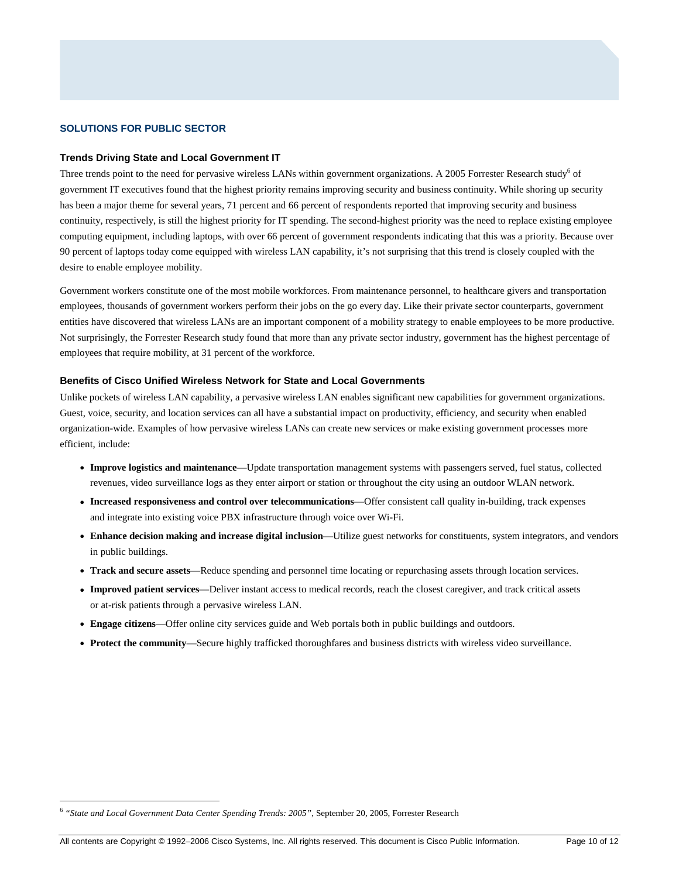## SOLUTIONS FOR PUBLIC SECTOR

### Trends Driving State and Local Government IT

Three trends point to the need for pervasive wireless LANs within government organizations. A 2005 Forrester Research study[6] of government IT executives found that the highest priority remains improving security and business continuity. While shoring up security has been a major theme for several years, 71 percent and 66 percent of respondents reported that improving security and business continuity, respectively, is still the highest priority for IT spending. The second-highest priority was the need to replace existing employee computing equipment, including laptops, with over 66 percent of government respondents indicating that this was a priority. Because over 90 percent of laptops today come equipped with wireless LAN capability, it's not surprising that this trend is closely coupled with the desire to enable employee mobility.

Government workers constitute one of the most mobile workforces. From maintenance personnel, to healthcare givers and transportation employees, thousands of government workers perform their jobs on the go every day. Like their private sector counterparts, government entities have discovered that wireless LANs are an important component of a mobility strategy to enable employees to be more productive. Not surprisingly, the Forrester Research study found that more than any private sector industry, government has the highest percentage of employees that require mobility, at 31 percent of the workforce.

### Benefits of Cisco Unified Wireless Network for State and Local Governments

Unlike pockets of wireless LAN capability, a pervasive wireless LAN enables significant new capabilities for government organizations. Guest, voice, security, and location services can all have a substantial impact on productivity, efficiency, and security when enabled organization-wide. Examples of how pervasive wireless LANs can create new services or make existing government processes more efficient, include:

- **Improve logistics and maintenance**—Update transportation management systems with passengers served, fuel status, collected revenues, video surveillance logs as they enter airport or station or throughout the city using an outdoor WLAN network.
- **Increased responsiveness and control over telecommunications**—Offer consistent call quality in-building, track expenses and integrate into existing voice PBX infrastructure through voice over Wi-Fi.
- **Enhance decision making and increase digital inclusion**—Utilize guest networks for constituents, system integrators, and vendors in public buildings.
- **Track and secure assets**—Reduce spending and personnel time locating or repurchasing assets through location services.
- **Improved patient services**—Deliver instant access to medical records, reach the closest caregiver, and track critical assets or at-risk patients through a pervasive wireless LAN.
- **Engage citizens**—Offer online city services guide and Web portals both in public buildings and outdoors.
- **Protect the community**—Secure highly trafficked thoroughfares and business districts with wireless video surveillance.

---

[6] *"State and Local Government Data Center Spending Trends: 2005"*, September 20, 2005, Forrester Research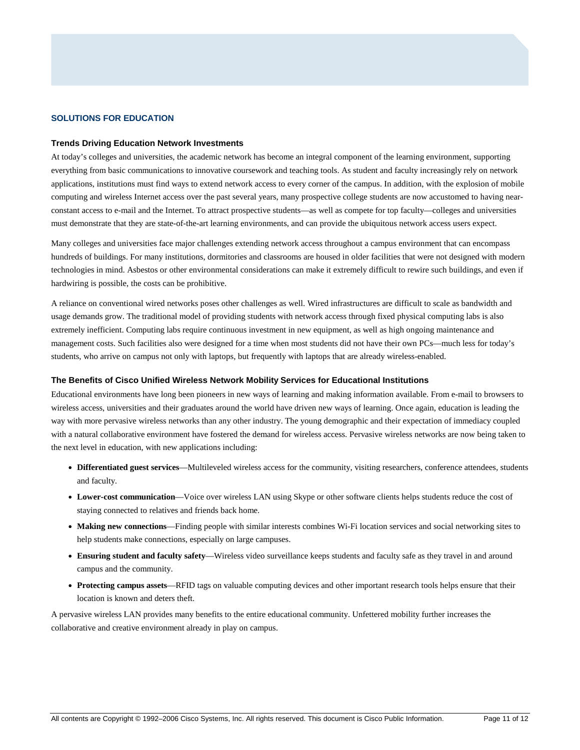## SOLUTIONS FOR EDUCATION

### Trends Driving Education Network Investments

At today's colleges and universities, the academic network has become an integral component of the learning environment, supporting everything from basic communications to innovative coursework and teaching tools. As student and faculty increasingly rely on network applications, institutions must find ways to extend network access to every corner of the campus. In addition, with the explosion of mobile computing and wireless Internet access over the past several years, many prospective college students are now accustomed to having near-constant access to e-mail and the Internet. To attract prospective students—as well as compete for top faculty—colleges and universities must demonstrate that they are state-of-the-art learning environments, and can provide the ubiquitous network access users expect.

Many colleges and universities face major challenges extending network access throughout a campus environment that can encompass hundreds of buildings. For many institutions, dormitories and classrooms are housed in older facilities that were not designed with modern technologies in mind. Asbestos or other environmental considerations can make it extremely difficult to rewire such buildings, and even if hardwiring is possible, the costs can be prohibitive.

A reliance on conventional wired networks poses other challenges as well. Wired infrastructures are difficult to scale as bandwidth and usage demands grow. The traditional model of providing students with network access through fixed physical computing labs is also extremely inefficient. Computing labs require continuous investment in new equipment, as well as high ongoing maintenance and management costs. Such facilities also were designed for a time when most students did not have their own PCs—much less for today's students, who arrive on campus not only with laptops, but frequently with laptops that are already wireless-enabled.

### The Benefits of Cisco Unified Wireless Network Mobility Services for Educational Institutions

Educational environments have long been pioneers in new ways of learning and making information available. From e-mail to browsers to wireless access, universities and their graduates around the world have driven new ways of learning. Once again, education is leading the way with more pervasive wireless networks than any other industry. The young demographic and their expectation of immediacy coupled with a natural collaborative environment have fostered the demand for wireless access. Pervasive wireless networks are now being taken to the next level in education, with new applications including:

- **Differentiated guest services**—Multileveled wireless access for the community, visiting researchers, conference attendees, students and faculty.
- **Lower-cost communication**—Voice over wireless LAN using Skype or other software clients helps students reduce the cost of staying connected to relatives and friends back home.
- **Making new connections**—Finding people with similar interests combines Wi-Fi location services and social networking sites to help students make connections, especially on large campuses.
- **Ensuring student and faculty safety**—Wireless video surveillance keeps students and faculty safe as they travel in and around campus and the community.
- **Protecting campus assets**—RFID tags on valuable computing devices and other important research tools helps ensure that their location is known and deters theft.

A pervasive wireless LAN provides many benefits to the entire educational community. Unfettered mobility further increases the collaborative and creative environment already in play on campus.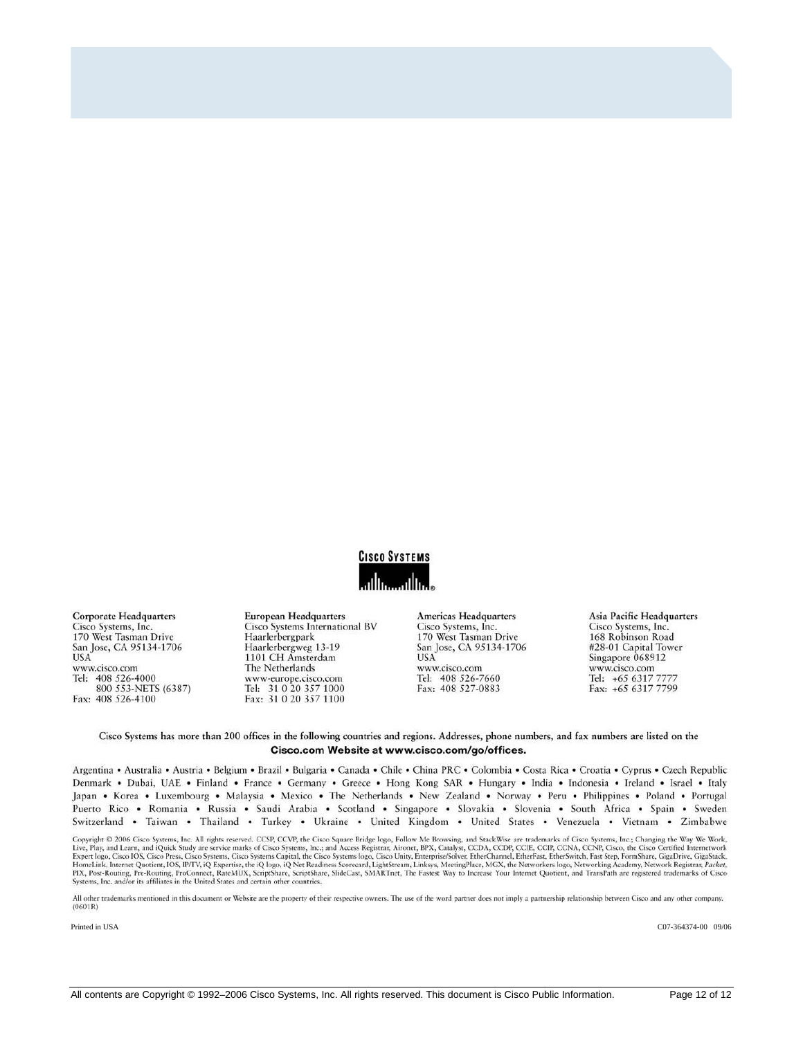**Corporate Headquarters**
Cisco Systems, Inc.
170 West Tasman Drive
San Jose, CA 95134-1706
USA
www.cisco.com
Tel: 408 526-4000
800 553-NETS (6387)
Fax: 408 526-4100

**European Headquarters**
Cisco Systems International BV
Haarlerbergpark
Haarlerbergweg 13-19
1101 CH Amsterdam
The Netherlands
www-europe.cisco.com
Tel: 31 0 20 357 1000
Fax: 31 0 20 357 1100

**Americas Headquarters**
Cisco Systems, Inc.
170 West Tasman Drive
San Jose, CA 95134-1706
USA
www.cisco.com
Tel: 408 526-7660
Fax: 408 527-0883

**Asia Pacific Headquarters**
Cisco Systems, Inc.
168 Robinson Road
#28-01 Capital Tower
Singapore 068912
www.cisco.com
Tel: +65 6317 7777
Fax: +65 6317 7799

Cisco Systems has more than 200 offices in the following countries and regions. Addresses, phone numbers, and fax numbers are listed on the **Cisco.com Website at www.cisco.com/go/offices.**

Argentina • Australia • Austria • Belgium • Brazil • Bulgaria • Canada • Chile • China PRC • Colombia • Costa Rica • Croatia • Cyprus • Czech Republic Denmark • Dubai, UAE • Finland • France • Germany • Greece • Hong Kong SAR • Hungary • India • Indonesia • Ireland • Israel • Italy Japan • Korea • Luxembourg • Malaysia • Mexico • The Netherlands • New Zealand • Norway • Peru • Philippines • Poland • Portugal Puerto Rico • Romania • Russia • Saudi Arabia • Scotland • Singapore • Slovakia • Slovenia • South Africa • Spain • Sweden Switzerland • Taiwan • Thailand • Turkey • Ukraine • United Kingdom • United States • Venezuela • Vietnam • Zimbabwe

Copyright © 2006 Cisco Systems, Inc. All rights reserved. CCSP, CCVP, the Cisco Square Bridge logo, Follow Me Browsing, and StackWise are trademarks of Cisco Systems, Inc.; Changing the Way We Work, Live, Play, and Learn, and iQuick Study are service marks of Cisco Systems, Inc.; and Access Registrar, Aironet, BPX, Catalyst, CCDA, CCDP, CCIE, CCIP, CCNA, CCNP, Cisco, the Cisco Certified Internetwork Expert logo, Cisco IOS, Cisco Press, Cisco Systems, Cisco Systems Capital, the Cisco Systems logo, Cisco Unity, Enterprise/Solver, EtherChannel, EtherFast, EtherSwitch, Fast Step, FormShare, GigaDrive, GigaStack, HomeLink, Internet Quotient, IOS, IP/TV, iQ Expertise, the iQ logo, iQ Net Readiness Scorecard, LightStream, Linksys, MeetingPlace, MGX, the Networkers logo, Networking Academy, Network Registrar, *Packet*, PIX, Post-Routing, Pre-Routing, ProConnect, RateMUX, ScriptShare, ScriptShare, SlideCast, SMARTnet, The Fastest Way to Increase Your Internet Quotient, and TransPath are registered trademarks of Cisco Systems, Inc. and/or its affiliates in the United States and certain other countries.

All other trademarks mentioned in this document or Website are the property of their respective owners. The use of the word partner does not imply a partnership relationship between Cisco and any other company. (0601R)

Printed in USA

C07-364374-00 09/06